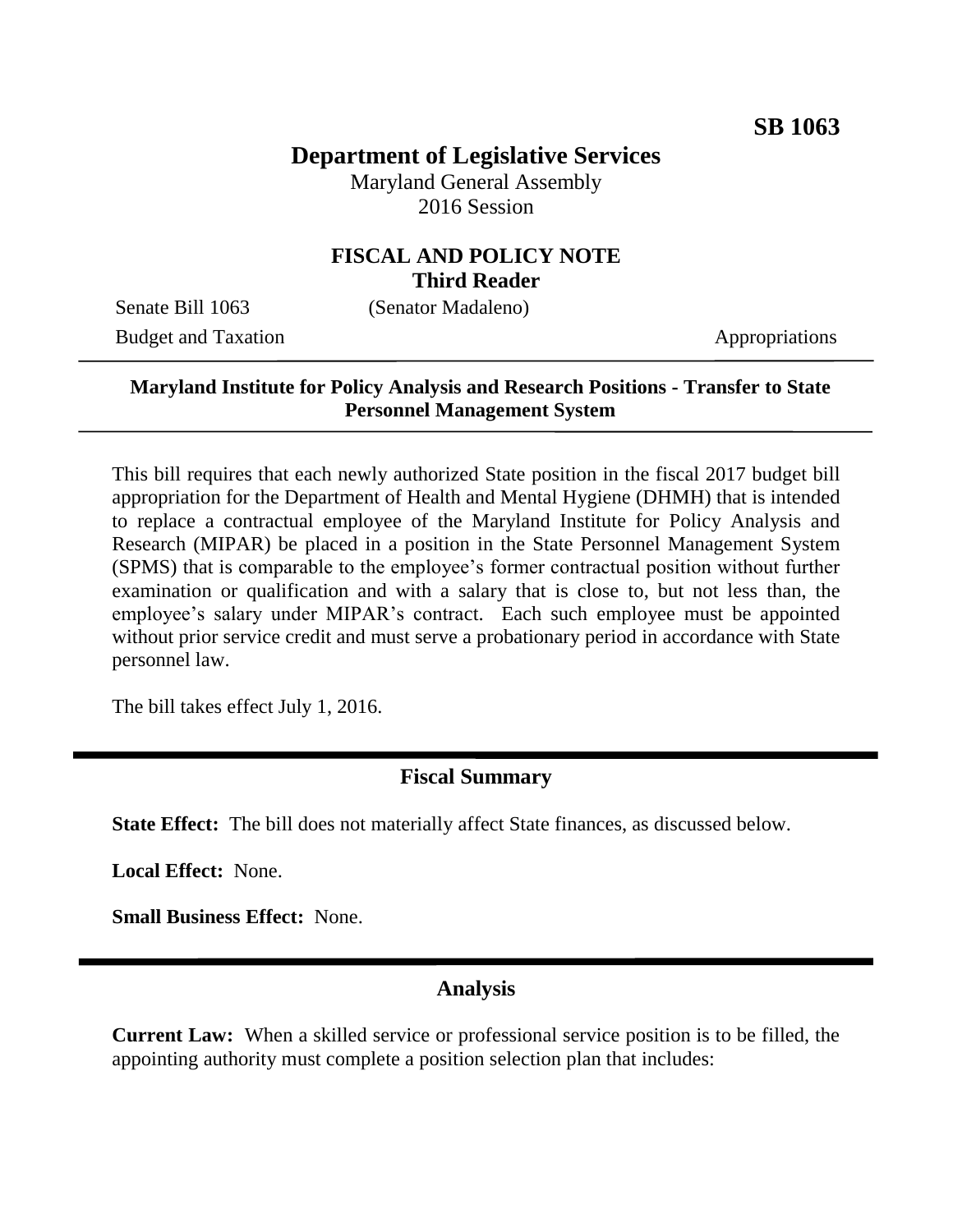**SB 1063**

# Department of Legislative Services

Maryland General Assembly
2016 Session

## FISCAL AND POLICY NOTE
**Third Reader**

Senate Bill 1063 (Senator Madaleno)

Budget and Taxation Appropriations

---

**Maryland Institute for Policy Analysis and Research Positions - Transfer to State Personnel Management System**

---

This bill requires that each newly authorized State position in the fiscal 2017 budget bill appropriation for the Department of Health and Mental Hygiene (DHMH) that is intended to replace a contractual employee of the Maryland Institute for Policy Analysis and Research (MIPAR) be placed in a position in the State Personnel Management System (SPMS) that is comparable to the employee's former contractual position without further examination or qualification and with a salary that is close to, but not less than, the employee's salary under MIPAR's contract. Each such employee must be appointed without prior service credit and must serve a probationary period in accordance with State personnel law.

The bill takes effect July 1, 2016.

---

## Fiscal Summary

**State Effect:** The bill does not materially affect State finances, as discussed below.

**Local Effect:** None.

**Small Business Effect:** None.

---

## Analysis

**Current Law:** When a skilled service or professional service position is to be filled, the appointing authority must complete a position selection plan that includes: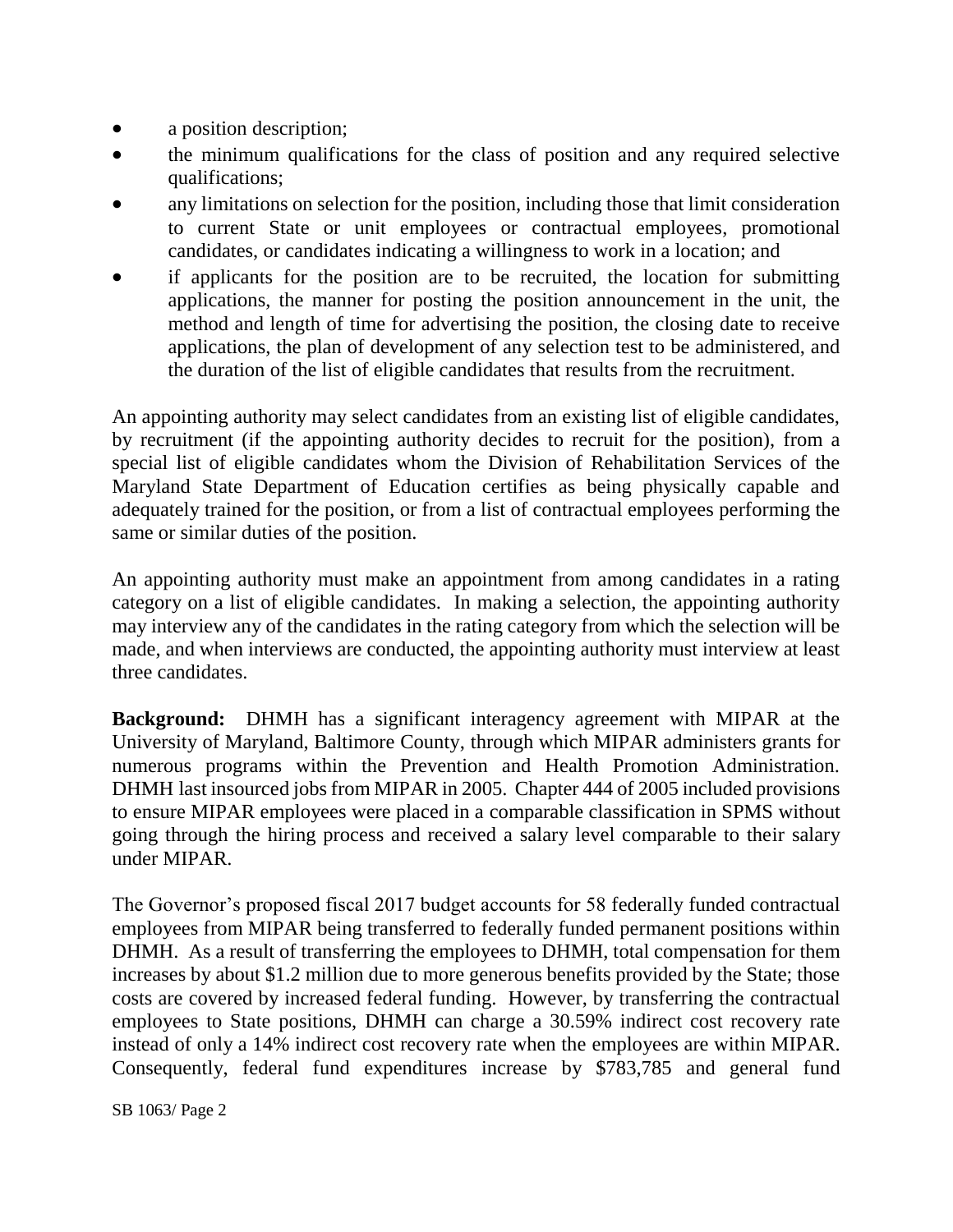- a position description;
- the minimum qualifications for the class of position and any required selective qualifications;
- any limitations on selection for the position, including those that limit consideration to current State or unit employees or contractual employees, promotional candidates, or candidates indicating a willingness to work in a location; and
- if applicants for the position are to be recruited, the location for submitting applications, the manner for posting the position announcement in the unit, the method and length of time for advertising the position, the closing date to receive applications, the plan of development of any selection test to be administered, and the duration of the list of eligible candidates that results from the recruitment.

An appointing authority may select candidates from an existing list of eligible candidates, by recruitment (if the appointing authority decides to recruit for the position), from a special list of eligible candidates whom the Division of Rehabilitation Services of the Maryland State Department of Education certifies as being physically capable and adequately trained for the position, or from a list of contractual employees performing the same or similar duties of the position.

An appointing authority must make an appointment from among candidates in a rating category on a list of eligible candidates. In making a selection, the appointing authority may interview any of the candidates in the rating category from which the selection will be made, and when interviews are conducted, the appointing authority must interview at least three candidates.

**Background:** DHMH has a significant interagency agreement with MIPAR at the University of Maryland, Baltimore County, through which MIPAR administers grants for numerous programs within the Prevention and Health Promotion Administration. DHMH last insourced jobs from MIPAR in 2005. Chapter 444 of 2005 included provisions to ensure MIPAR employees were placed in a comparable classification in SPMS without going through the hiring process and received a salary level comparable to their salary under MIPAR.

The Governor's proposed fiscal 2017 budget accounts for 58 federally funded contractual employees from MIPAR being transferred to federally funded permanent positions within DHMH. As a result of transferring the employees to DHMH, total compensation for them increases by about $1.2 million due to more generous benefits provided by the State; those costs are covered by increased federal funding. However, by transferring the contractual employees to State positions, DHMH can charge a 30.59% indirect cost recovery rate instead of only a 14% indirect cost recovery rate when the employees are within MIPAR. Consequently, federal fund expenditures increase by $783,785 and general fund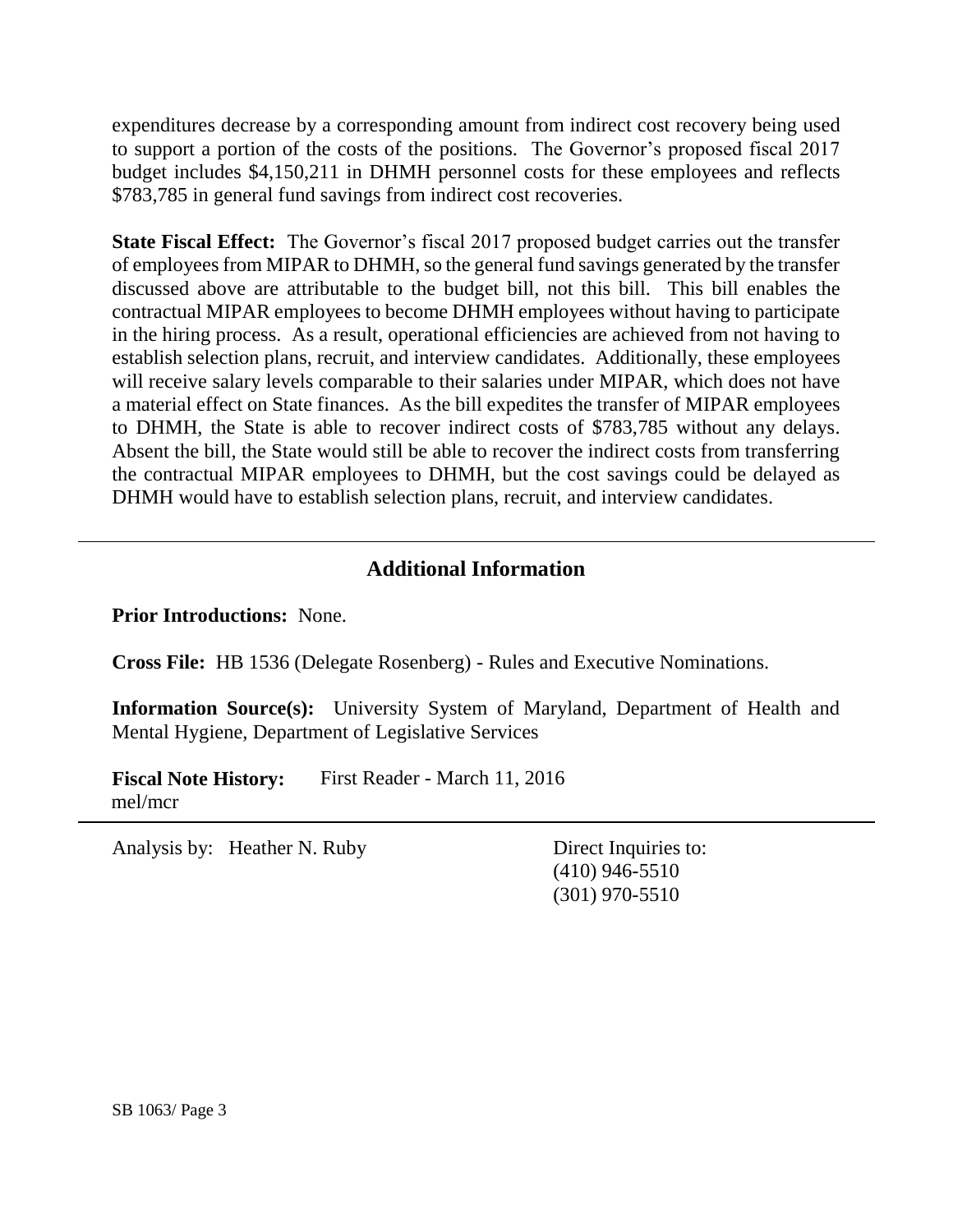expenditures decrease by a corresponding amount from indirect cost recovery being used to support a portion of the costs of the positions. The Governor's proposed fiscal 2017 budget includes $4,150,211 in DHMH personnel costs for these employees and reflects $783,785 in general fund savings from indirect cost recoveries.

**State Fiscal Effect:** The Governor's fiscal 2017 proposed budget carries out the transfer of employees from MIPAR to DHMH, so the general fund savings generated by the transfer discussed above are attributable to the budget bill, not this bill. This bill enables the contractual MIPAR employees to become DHMH employees without having to participate in the hiring process. As a result, operational efficiencies are achieved from not having to establish selection plans, recruit, and interview candidates. Additionally, these employees will receive salary levels comparable to their salaries under MIPAR, which does not have a material effect on State finances. As the bill expedites the transfer of MIPAR employees to DHMH, the State is able to recover indirect costs of $783,785 without any delays. Absent the bill, the State would still be able to recover the indirect costs from transferring the contractual MIPAR employees to DHMH, but the cost savings could be delayed as DHMH would have to establish selection plans, recruit, and interview candidates.

## Additional Information

**Prior Introductions:** None.

**Cross File:** HB 1536 (Delegate Rosenberg) - Rules and Executive Nominations.

**Information Source(s):** University System of Maryland, Department of Health and Mental Hygiene, Department of Legislative Services

**Fiscal Note History:** First Reader - March 11, 2016
mel/mcr

Analysis by: Heather N. Ruby

Direct Inquiries to:
(410) 946-5510
(301) 970-5510